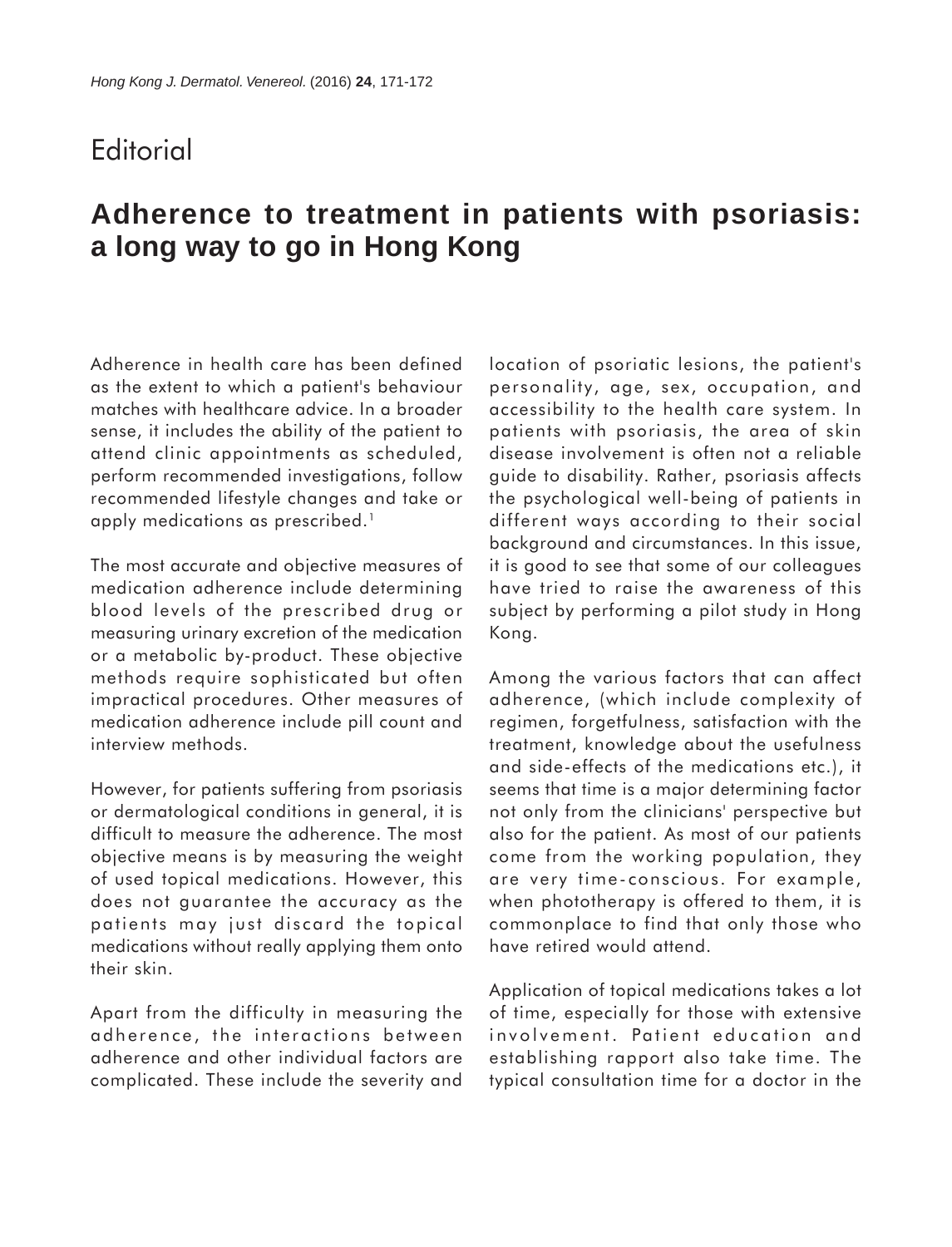Editorial

# Adherence to treatment in patients with psoriasis: a long way to go in Hong Kong

Adherence in health care has been defined as the extent to which a patient's behaviour matches with healthcare advice. In a broader sense, it includes the ability of the patient to attend clinic appointments as scheduled, perform recommended investigations, follow recommended lifestyle changes and take or apply medications as prescribed.[1]

The most accurate and objective measures of medication adherence include determining blood levels of the prescribed drug or measuring urinary excretion of the medication or a metabolic by-product. These objective methods require sophisticated but often impractical procedures. Other measures of medication adherence include pill count and interview methods.

However, for patients suffering from psoriasis or dermatological conditions in general, it is difficult to measure the adherence. The most objective means is by measuring the weight of used topical medications. However, this does not guarantee the accuracy as the patients may just discard the topical medications without really applying them onto their skin.

Apart from the difficulty in measuring the adherence, the interactions between adherence and other individual factors are complicated. These include the severity and location of psoriatic lesions, the patient's personality, age, sex, occupation, and accessibility to the health care system. In patients with psoriasis, the area of skin disease involvement is often not a reliable guide to disability. Rather, psoriasis affects the psychological well-being of patients in different ways according to their social background and circumstances. In this issue, it is good to see that some of our colleagues have tried to raise the awareness of this subject by performing a pilot study in Hong Kong.

Among the various factors that can affect adherence, (which include complexity of regimen, forgetfulness, satisfaction with the treatment, knowledge about the usefulness and side-effects of the medications etc.), it seems that time is a major determining factor not only from the clinicians' perspective but also for the patient. As most of our patients come from the working population, they are very time-conscious. For example, when phototherapy is offered to them, it is commonplace to find that only those who have retired would attend.

Application of topical medications takes a lot of time, especially for those with extensive involvement. Patient education and establishing rapport also take time. The typical consultation time for a doctor in the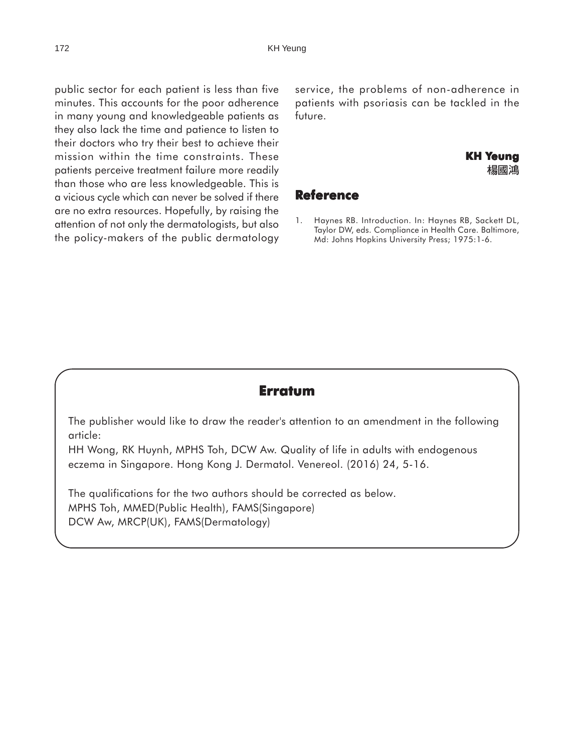public sector for each patient is less than five minutes. This accounts for the poor adherence in many young and knowledgeable patients as they also lack the time and patience to listen to their doctors who try their best to achieve their mission within the time constraints. These patients perceive treatment failure more readily than those who are less knowledgeable. This is a vicious cycle which can never be solved if there are no extra resources. Hopefully, by raising the attention of not only the dermatologists, but also the policy-makers of the public dermatology service, the problems of non-adherence in patients with psoriasis can be tackled in the future.

**KH Yeung**
**楊國鴻**

## Reference

1. Haynes RB. Introduction. In: Haynes RB, Sackett DL, Taylor DW, eds. Compliance in Health Care. Baltimore, Md: Johns Hopkins University Press; 1975:1-6.

## Erratum

The publisher would like to draw the reader's attention to an amendment in the following article:
HH Wong, RK Huynh, MPHS Toh, DCW Aw. Quality of life in adults with endogenous eczema in Singapore. Hong Kong J. Dermatol. Venereol. (2016) 24, 5-16.

The qualifications for the two authors should be corrected as below.
MPHS Toh, MMED(Public Health), FAMS(Singapore)
DCW Aw, MRCP(UK), FAMS(Dermatology)